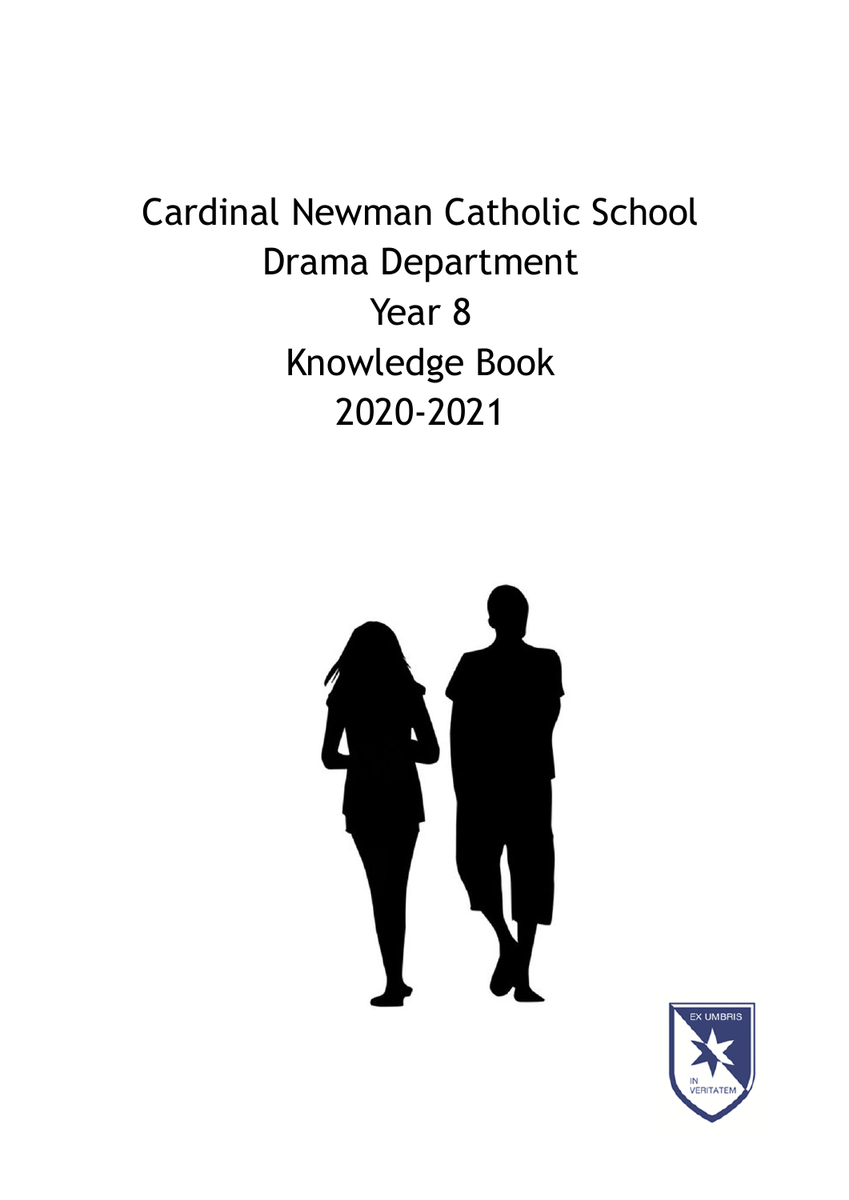# Cardinal Newman Catholic School
# Drama Department
# Year 8
# Knowledge Book
# 2020-2021

EX UMBRIS IN VERITATEM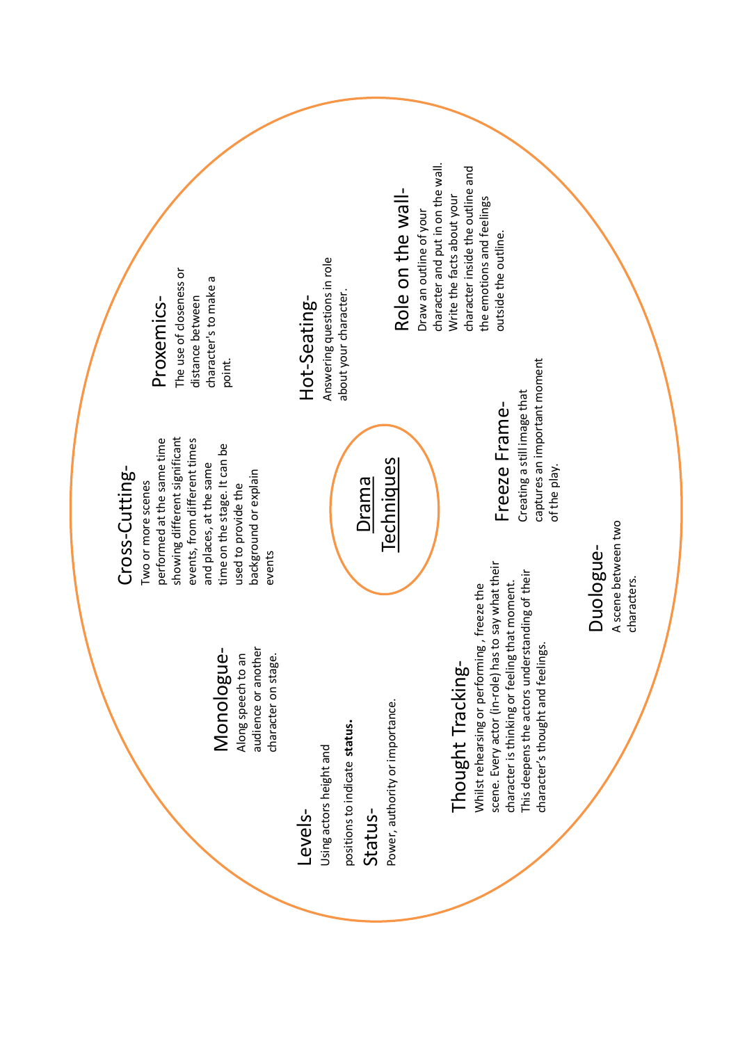# Drama Techniques

## Cross-Cutting-
Two or more scenes performed at the same time showing different significant events, from different times and places, at the same time on the stage. It can be used to provide the background or explain events

## Proxemics-
The use of closeness or distance between character's to make a point.

## Hot-Seating-
Answering questions in role about your character.

## Role on the wall-
Draw an outline of your character and put in on the wall. Write the facts about your character inside the outline and the emotions and feelings outside the outline.

## Freeze Frame-
Creating a still image that captures an important moment of the play.

## Duologue-
A scene between two characters.

## Thought Tracking-
Whilst rehearsing or performing , freeze the scene. Every actor (in-role) has to say what their character is thinking or feeling that moment. This deepens the actors understanding of their character's thought and feelings.

## Monologue-
Along speech to an audience or another character on stage.

## Levels-
Using actors height and positions to indicate **status.**

## Status-
Power, authority or importance.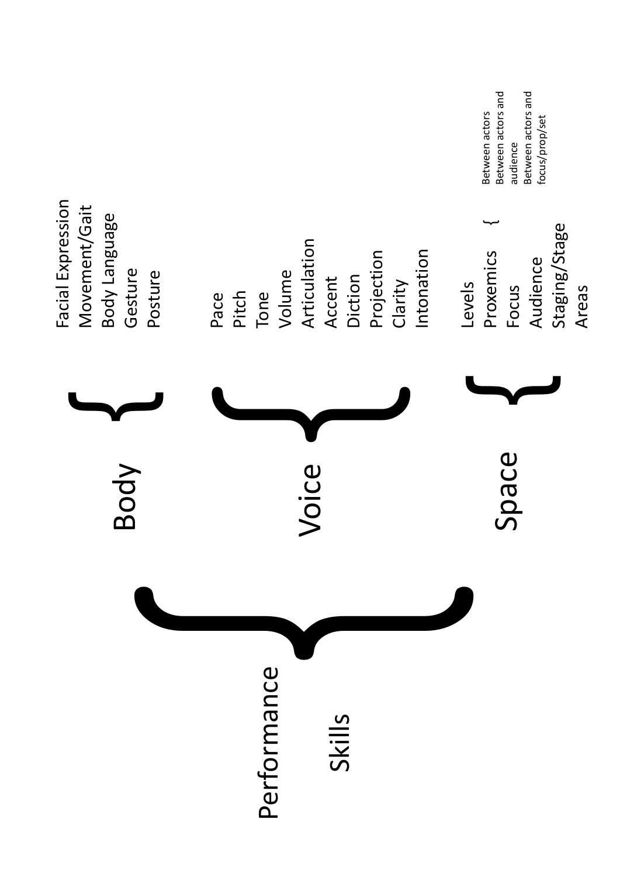# Performance Skills

## Body

- Facial Expression
- Movement/Gait
- Body Language
- Gesture
- Posture

## Voice

- Pace
- Pitch
- Tone
- Volume
- Articulation
- Accent
- Diction
- Projection
- Clarity
- Intonation

## Space

- Levels
- Proxemics
  - Between actors
  - Between actors and audience
  - Between actors and focus/prop/set
- Focus
- Audience
- Staging/Stage
- Areas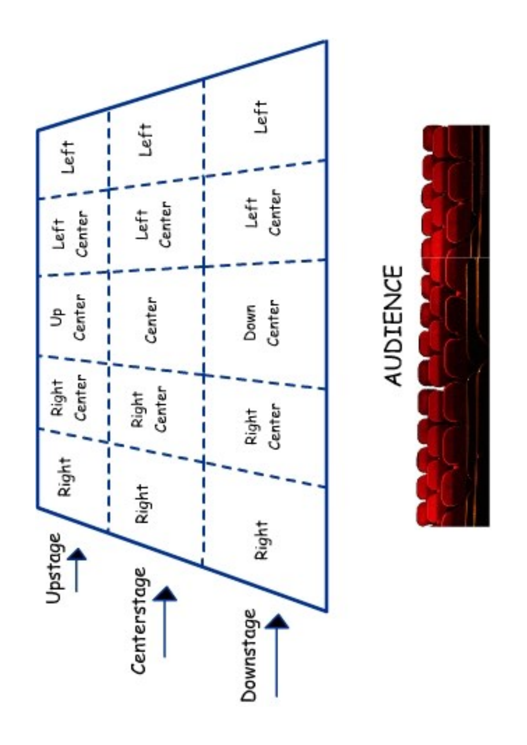| | | | | | |
|---|---|---|---|---|---|
| Upstage | Right | Right Center | Up Center | Left Center | Left |
| Centerstage | Right | Right Center | Center | Left Center | Left |
| Downstage | Right | Right Center | Down Center | Left Center | Left |

AUDIENCE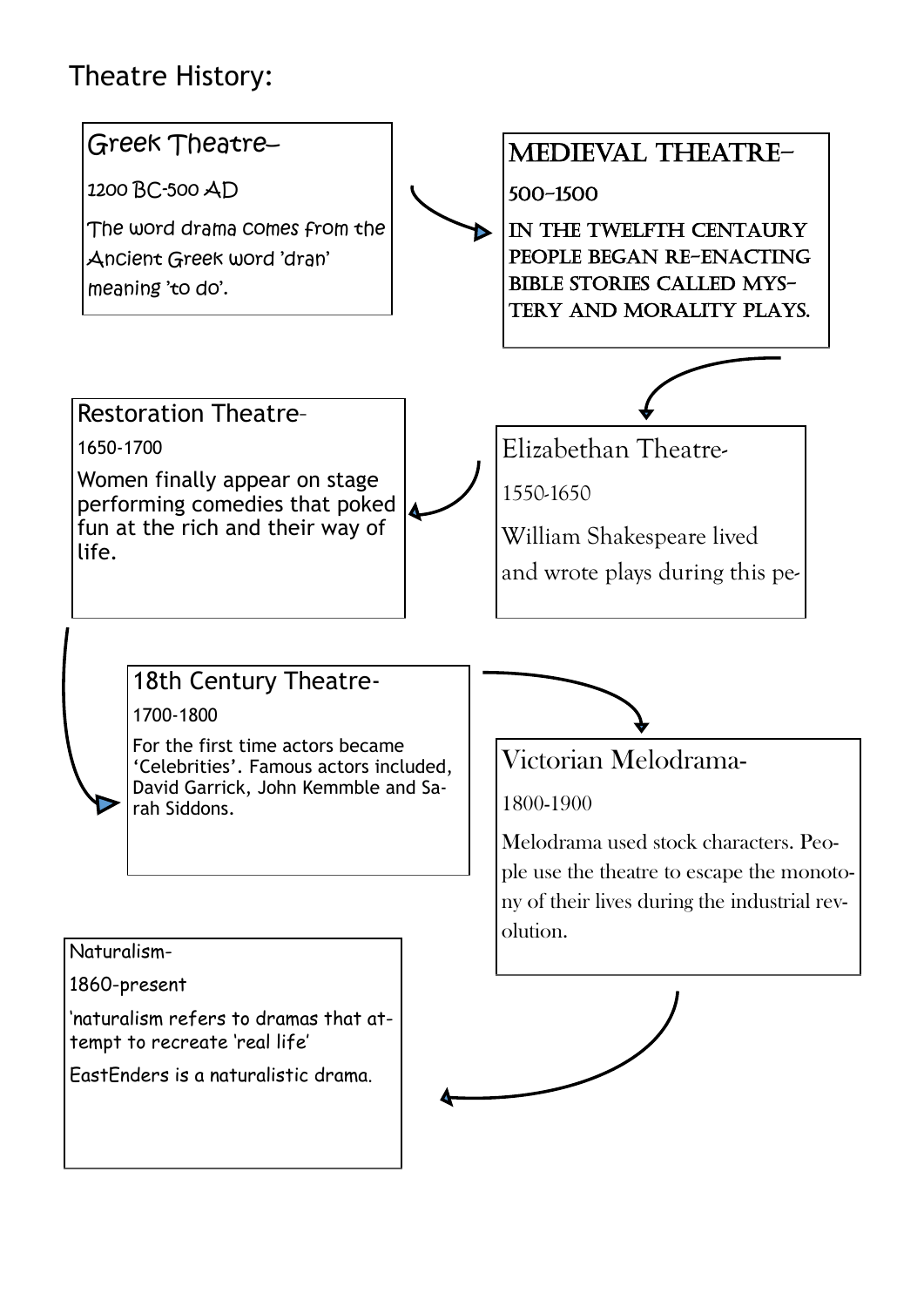# Theatre History:

## Greek Theatre–

1200 BC-500 AD

The word drama comes from the Ancient Greek word 'dran' meaning 'to do'.

## MEDIEVAL THEATRE–

500–1500

IN THE TWELFTH CENTAURY PEOPLE BEGAN RE-ENACTING BIBLE STORIES CALLED MYSTERY AND MORALITY PLAYS.

## Elizabethan Theatre-

1550-1650

William Shakespeare lived and wrote plays during this pe-

## Restoration Theatre-

1650-1700

Women finally appear on stage performing comedies that poked fun at the rich and their way of life.

## 18th Century Theatre-

1700-1800

For the first time actors became 'Celebrities'. Famous actors included, David Garrick, John Kemmble and Sarah Siddons.

## Victorian Melodrama-

1800-1900

Melodrama used stock characters. People use the theatre to escape the monotony of their lives during the industrial revolution.

## Naturalism-

1860-present

'naturalism refers to dramas that attempt to recreate 'real life'

EastEnders is a naturalistic drama.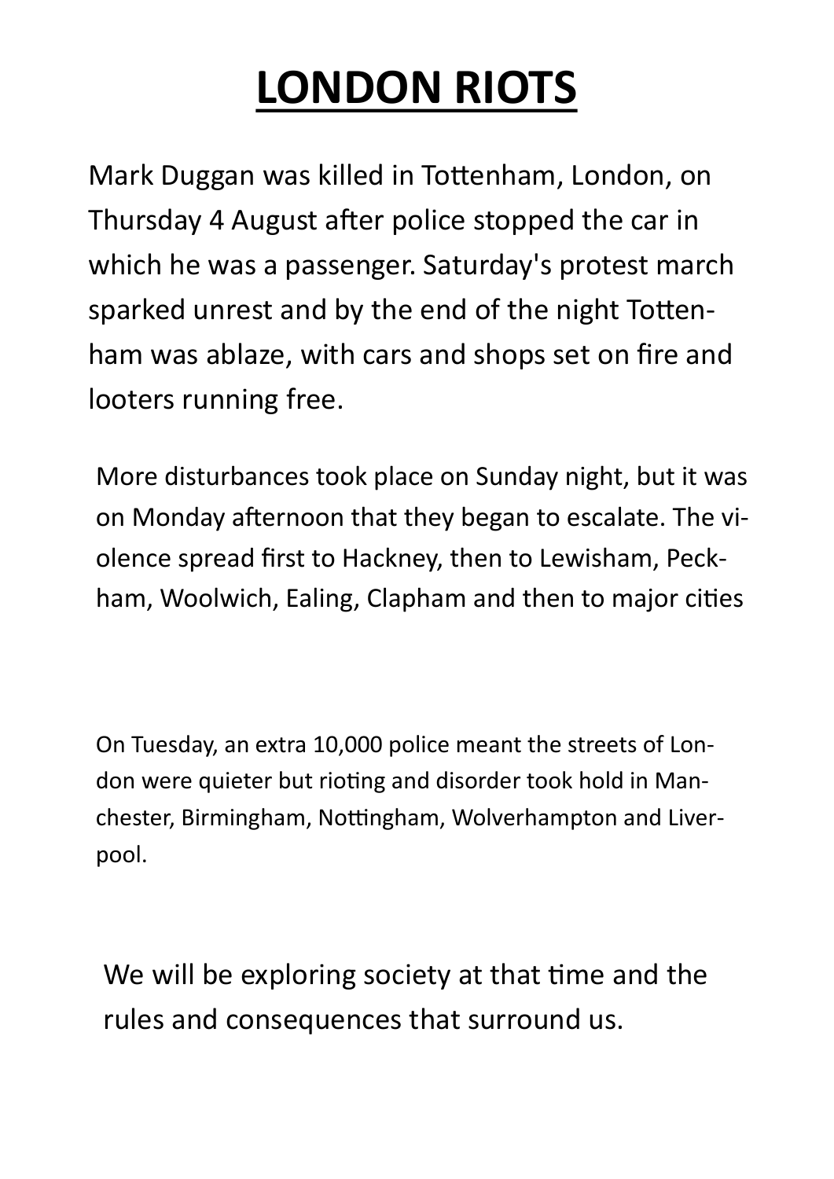# LONDON RIOTS

Mark Duggan was killed in Tottenham, London, on Thursday 4 August after police stopped the car in which he was a passenger. Saturday's protest march sparked unrest and by the end of the night Tottenham was ablaze, with cars and shops set on fire and looters running free.

More disturbances took place on Sunday night, but it was on Monday afternoon that they began to escalate. The violence spread first to Hackney, then to Lewisham, Peckham, Woolwich, Ealing, Clapham and then to major cities

On Tuesday, an extra 10,000 police meant the streets of London were quieter but rioting and disorder took hold in Manchester, Birmingham, Nottingham, Wolverhampton and Liverpool.

We will be exploring society at that time and the rules and consequences that surround us.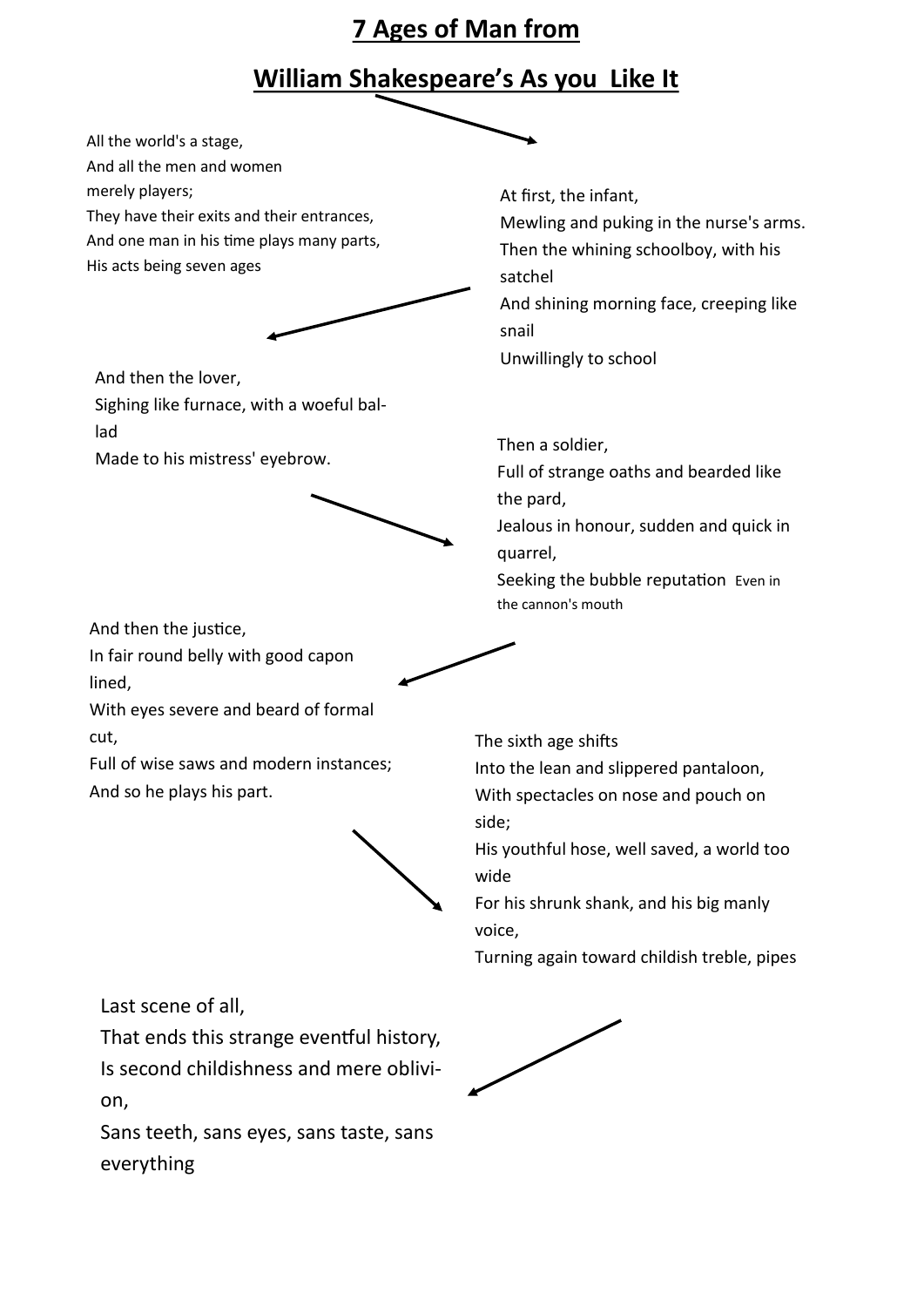# 7 Ages of Man from

# William Shakespeare's As you Like It

All the world's a stage,
And all the men and women
merely players;
They have their exits and their entrances,
And one man in his time plays many parts,
His acts being seven ages

At first, the infant,
Mewling and puking in the nurse's arms.
Then the whining schoolboy, with his satchel
And shining morning face, creeping like snail
Unwillingly to school

And then the lover,
Sighing like furnace, with a woeful ballad
Made to his mistress' eyebrow.

Then a soldier,
Full of strange oaths and bearded like the pard,
Jealous in honour, sudden and quick in quarrel,
Seeking the bubble reputation Even in the cannon's mouth

And then the justice,
In fair round belly with good capon lined,
With eyes severe and beard of formal cut,
Full of wise saws and modern instances;
And so he plays his part.

The sixth age shifts
Into the lean and slippered pantaloon,
With spectacles on nose and pouch on side;
His youthful hose, well saved, a world too wide
For his shrunk shank, and his big manly voice,
Turning again toward childish treble, pipes

Last scene of all,
That ends this strange eventful history,
Is second childishness and mere oblivion,
Sans teeth, sans eyes, sans taste, sans everything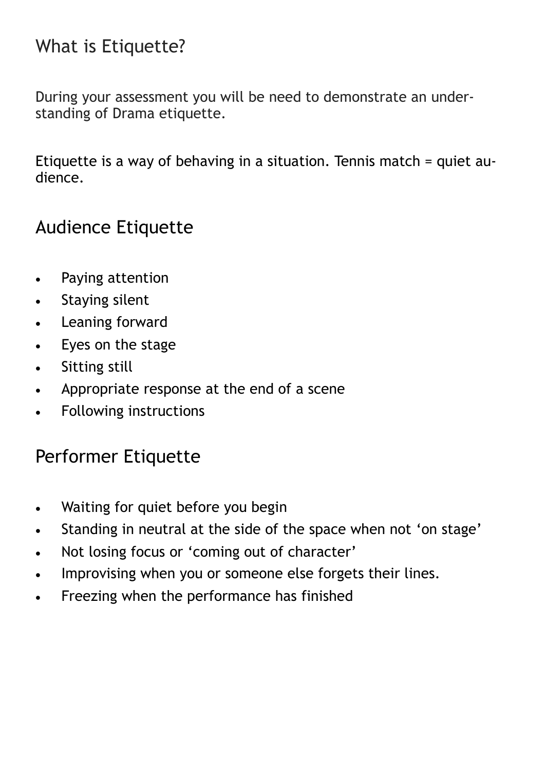## What is Etiquette?

During your assessment you will be need to demonstrate an understanding of Drama etiquette.

Etiquette is a way of behaving in a situation. Tennis match = quiet audience.

## Audience Etiquette

- Paying attention
- Staying silent
- Leaning forward
- Eyes on the stage
- Sitting still
- Appropriate response at the end of a scene
- Following instructions

## Performer Etiquette

- Waiting for quiet before you begin
- Standing in neutral at the side of the space when not 'on stage'
- Not losing focus or 'coming out of character'
- Improvising when you or someone else forgets their lines.
- Freezing when the performance has finished